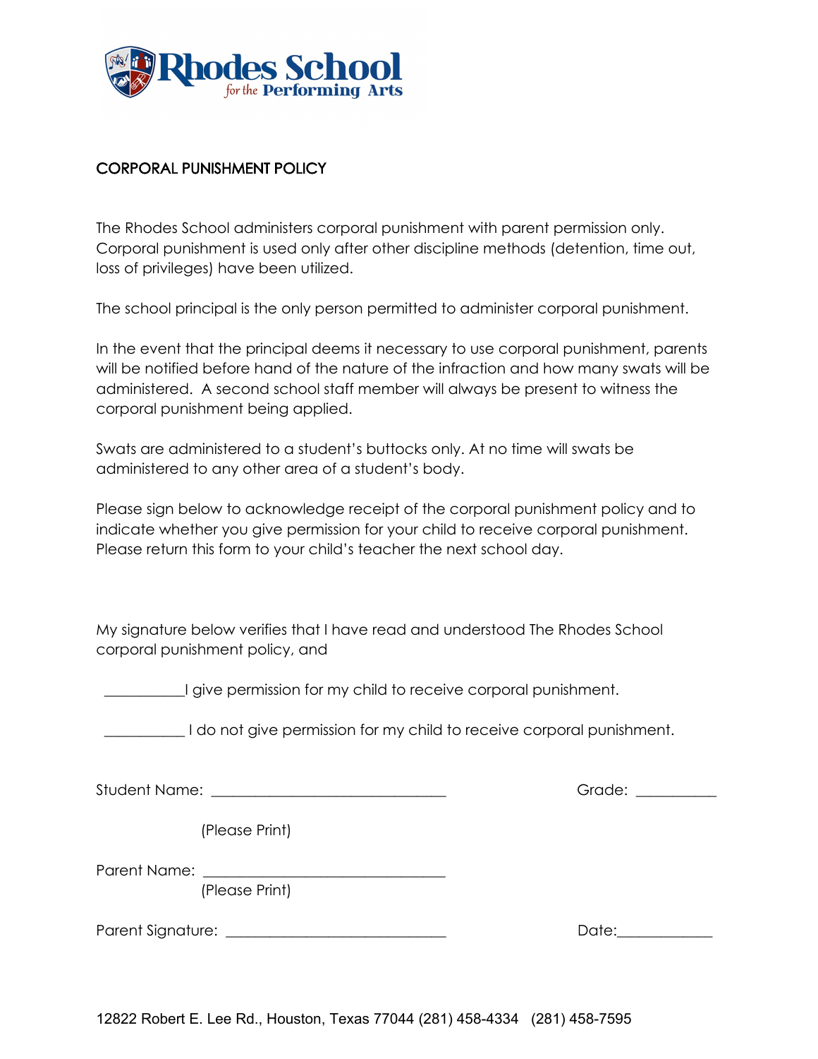Rhodes School for the Performing Arts

## CORPORAL PUNISHMENT POLICY

The Rhodes School administers corporal punishment with parent permission only. Corporal punishment is used only after other discipline methods (detention, time out, loss of privileges) have been utilized.

The school principal is the only person permitted to administer corporal punishment.

In the event that the principal deems it necessary to use corporal punishment, parents will be notified before hand of the nature of the infraction and how many swats will be administered. A second school staff member will always be present to witness the corporal punishment being applied.

Swats are administered to a student's buttocks only. At no time will swats be administered to any other area of a student's body.

Please sign below to acknowledge receipt of the corporal punishment policy and to indicate whether you give permission for your child to receive corporal punishment. Please return this form to your child's teacher the next school day.

My signature below verifies that I have read and understood The Rhodes School corporal punishment policy, and

__________I give permission for my child to receive corporal punishment.

__________ I do not give permission for my child to receive corporal punishment.

Student Name: ______________________________ Grade: __________

(Please Print)

Parent Name: ______________________________

(Please Print)

Parent Signature: ____________________________ Date:____________

12822 Robert E. Lee Rd., Houston, Texas 77044 (281) 458-4334 (281) 458-7595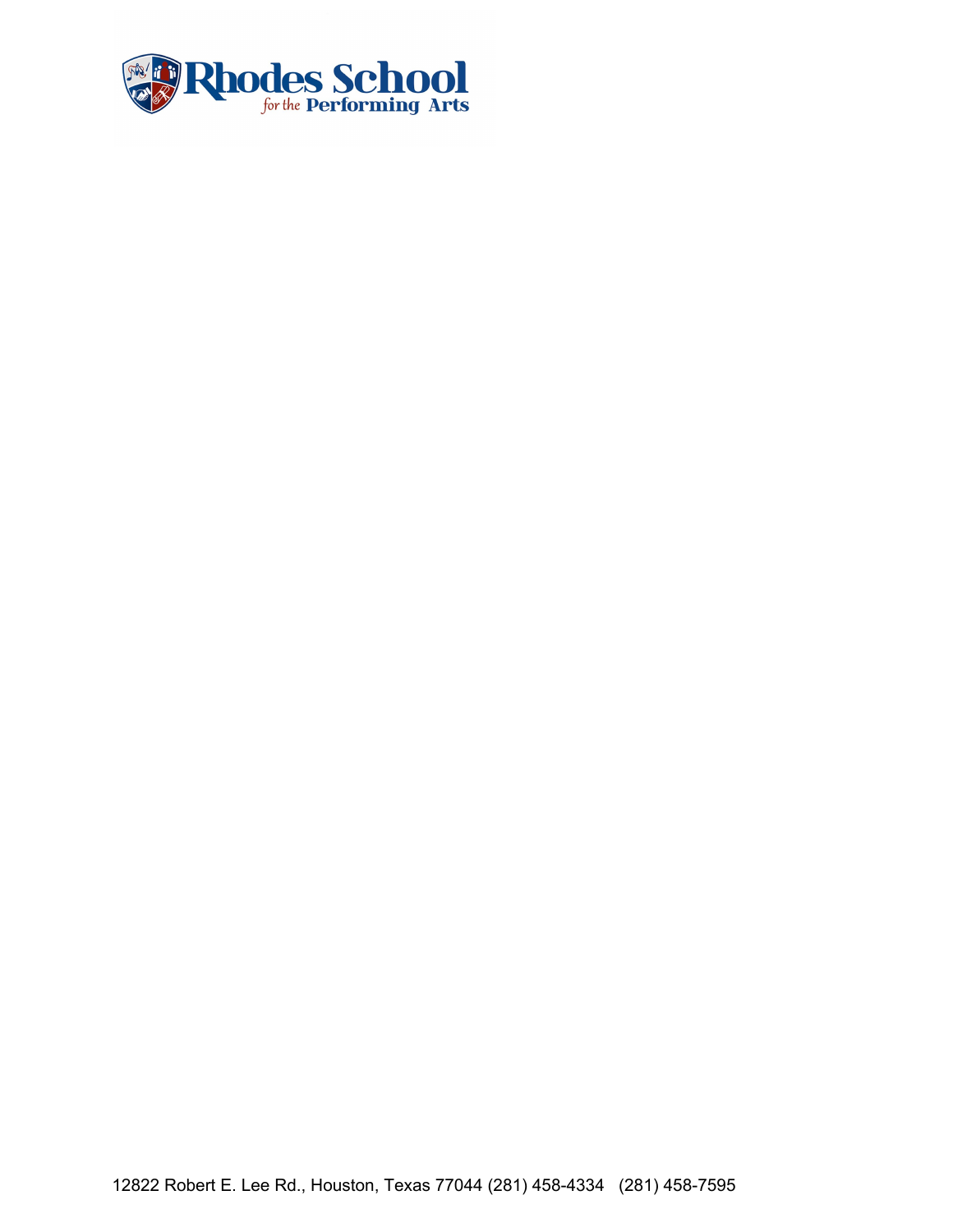Rhodes School for the Performing Arts

12822 Robert E. Lee Rd., Houston, Texas 77044 (281) 458-4334   (281) 458-7595